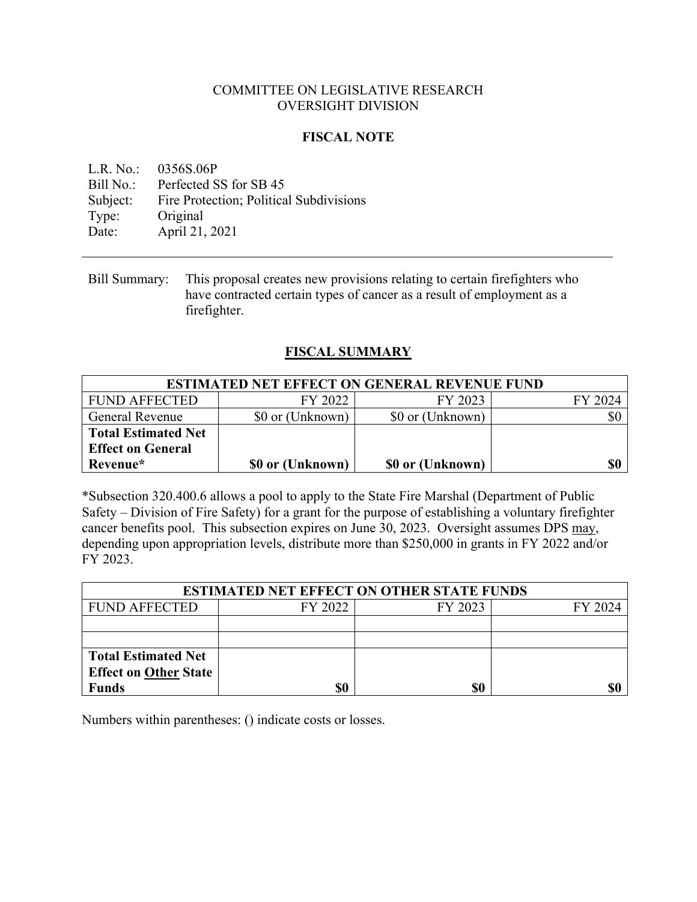COMMITTEE ON LEGISLATIVE RESEARCH
OVERSIGHT DIVISION

**FISCAL NOTE**

L.R. No.: 0356S.06P
Bill No.: Perfected SS for SB 45
Subject: Fire Protection; Political Subdivisions
Type: Original
Date: April 21, 2021

---

Bill Summary: This proposal creates new provisions relating to certain firefighters who have contracted certain types of cancer as a result of employment as a firefighter.

## FISCAL SUMMARY

| ESTIMATED NET EFFECT ON GENERAL REVENUE FUND | | | |
|---|---|---|---|
| FUND AFFECTED | FY 2022 | FY 2023 | FY 2024 |
| General Revenue | $0 or (Unknown) | $0 or (Unknown) | $0 |
| **Total Estimated Net Effect on General Revenue*** | **$0 or (Unknown)** | **$0 or (Unknown)** | **$0** |

*Subsection 320.400.6 allows a pool to apply to the State Fire Marshal (Department of Public Safety – Division of Fire Safety) for a grant for the purpose of establishing a voluntary firefighter cancer benefits pool. This subsection expires on June 30, 2023. Oversight assumes DPS may, depending upon appropriation levels, distribute more than $250,000 in grants in FY 2022 and/or FY 2023.

| ESTIMATED NET EFFECT ON OTHER STATE FUNDS | | | |
|---|---|---|---|
| FUND AFFECTED | FY 2022 | FY 2023 | FY 2024 |
| | | | |
| | | | |
| **Total Estimated Net Effect on Other State Funds** | **$0** | **$0** | **$0** |

Numbers within parentheses: () indicate costs or losses.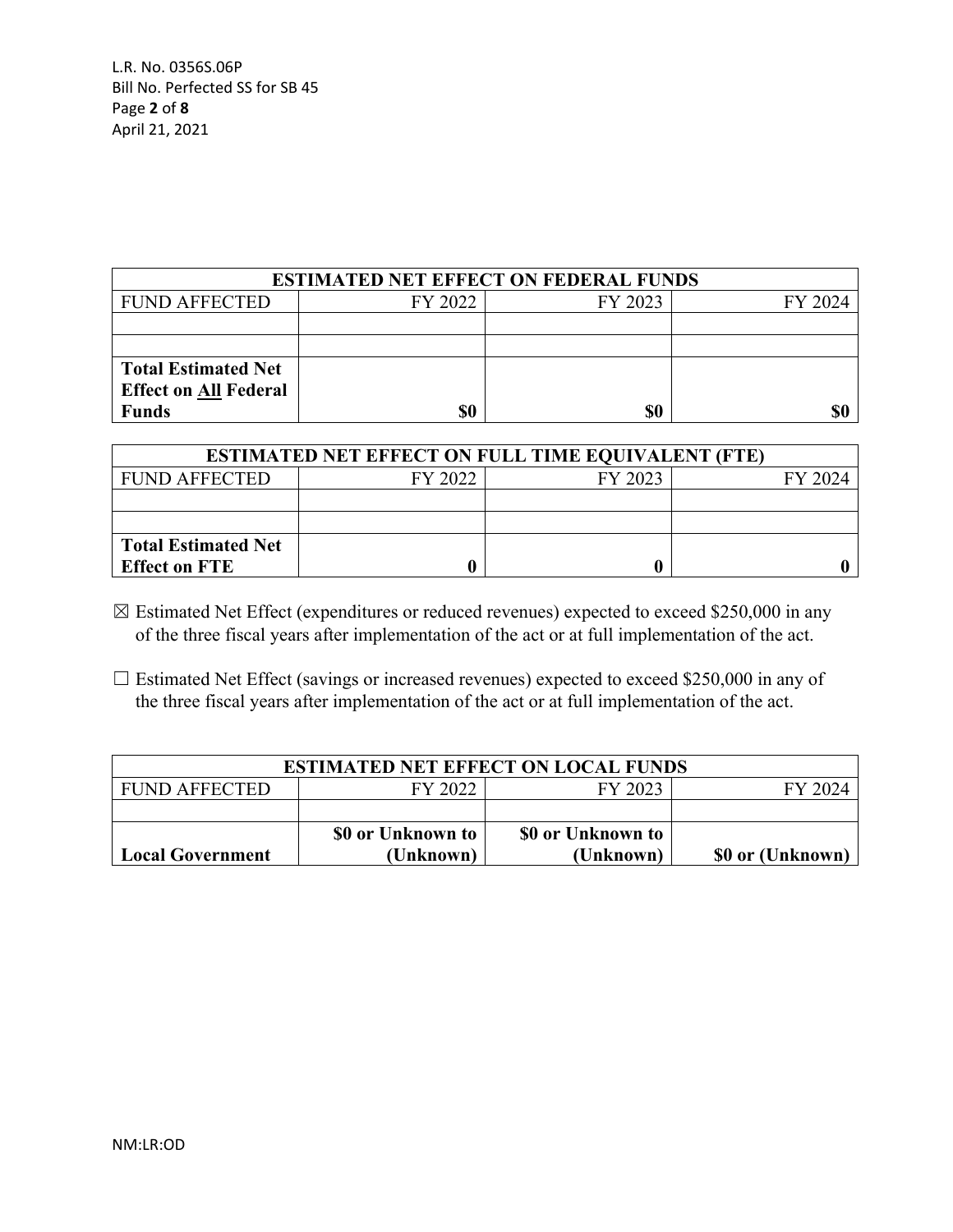| ESTIMATED NET EFFECT ON FEDERAL FUNDS | | | |
|---|---|---|---|
| FUND AFFECTED | FY 2022 | FY 2023 | FY 2024 |
| | | | |
| | | | |
| **Total Estimated Net Effect on All Federal Funds** | **$0** | **$0** | **$0** |

| ESTIMATED NET EFFECT ON FULL TIME EQUIVALENT (FTE) | | | |
|---|---|---|---|
| FUND AFFECTED | FY 2022 | FY 2023 | FY 2024 |
| | | | |
| | | | |
| **Total Estimated Net Effect on FTE** | **0** | **0** | **0** |

☒ Estimated Net Effect (expenditures or reduced revenues) expected to exceed $250,000 in any of the three fiscal years after implementation of the act or at full implementation of the act.

☐ Estimated Net Effect (savings or increased revenues) expected to exceed $250,000 in any of the three fiscal years after implementation of the act or at full implementation of the act.

| ESTIMATED NET EFFECT ON LOCAL FUNDS | | | |
|---|---|---|---|
| FUND AFFECTED | FY 2022 | FY 2023 | FY 2024 |
| | | | |
| **Local Government** | **$0 or Unknown to (Unknown)** | **$0 or Unknown to (Unknown)** | **$0 or (Unknown)** |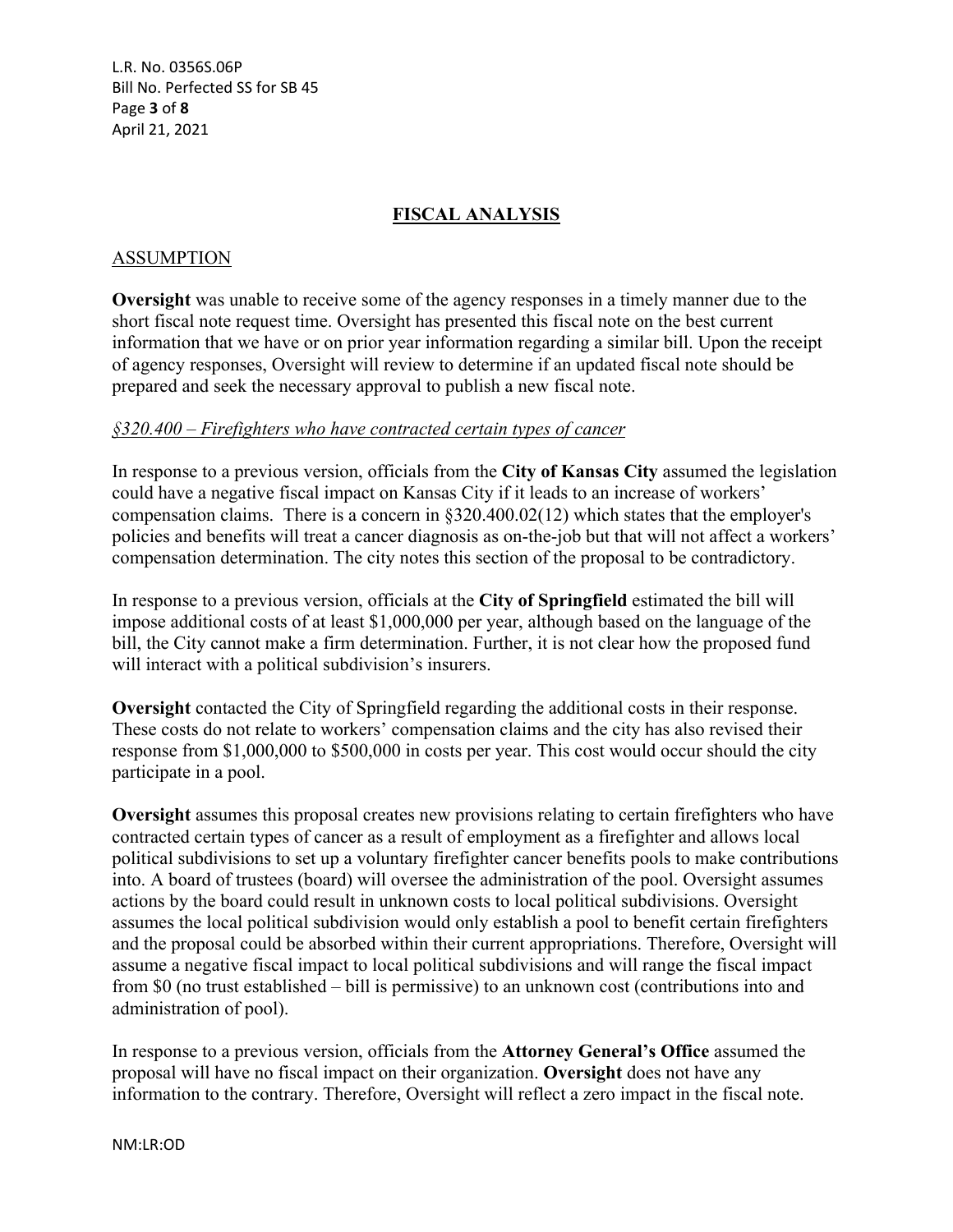## FISCAL ANALYSIS

### ASSUMPTION

**Oversight** was unable to receive some of the agency responses in a timely manner due to the short fiscal note request time. Oversight has presented this fiscal note on the best current information that we have or on prior year information regarding a similar bill. Upon the receipt of agency responses, Oversight will review to determine if an updated fiscal note should be prepared and seek the necessary approval to publish a new fiscal note.

*§320.400 – Firefighters who have contracted certain types of cancer*

In response to a previous version, officials from the **City of Kansas City** assumed the legislation could have a negative fiscal impact on Kansas City if it leads to an increase of workers' compensation claims. There is a concern in §320.400.02(12) which states that the employer's policies and benefits will treat a cancer diagnosis as on-the-job but that will not affect a workers' compensation determination. The city notes this section of the proposal to be contradictory.

In response to a previous version, officials at the **City of Springfield** estimated the bill will impose additional costs of at least $1,000,000 per year, although based on the language of the bill, the City cannot make a firm determination. Further, it is not clear how the proposed fund will interact with a political subdivision's insurers.

**Oversight** contacted the City of Springfield regarding the additional costs in their response. These costs do not relate to workers' compensation claims and the city has also revised their response from $1,000,000 to $500,000 in costs per year. This cost would occur should the city participate in a pool.

**Oversight** assumes this proposal creates new provisions relating to certain firefighters who have contracted certain types of cancer as a result of employment as a firefighter and allows local political subdivisions to set up a voluntary firefighter cancer benefits pools to make contributions into. A board of trustees (board) will oversee the administration of the pool. Oversight assumes actions by the board could result in unknown costs to local political subdivisions. Oversight assumes the local political subdivision would only establish a pool to benefit certain firefighters and the proposal could be absorbed within their current appropriations. Therefore, Oversight will assume a negative fiscal impact to local political subdivisions and will range the fiscal impact from $0 (no trust established – bill is permissive) to an unknown cost (contributions into and administration of pool).

In response to a previous version, officials from the **Attorney General's Office** assumed the proposal will have no fiscal impact on their organization. **Oversight** does not have any information to the contrary. Therefore, Oversight will reflect a zero impact in the fiscal note.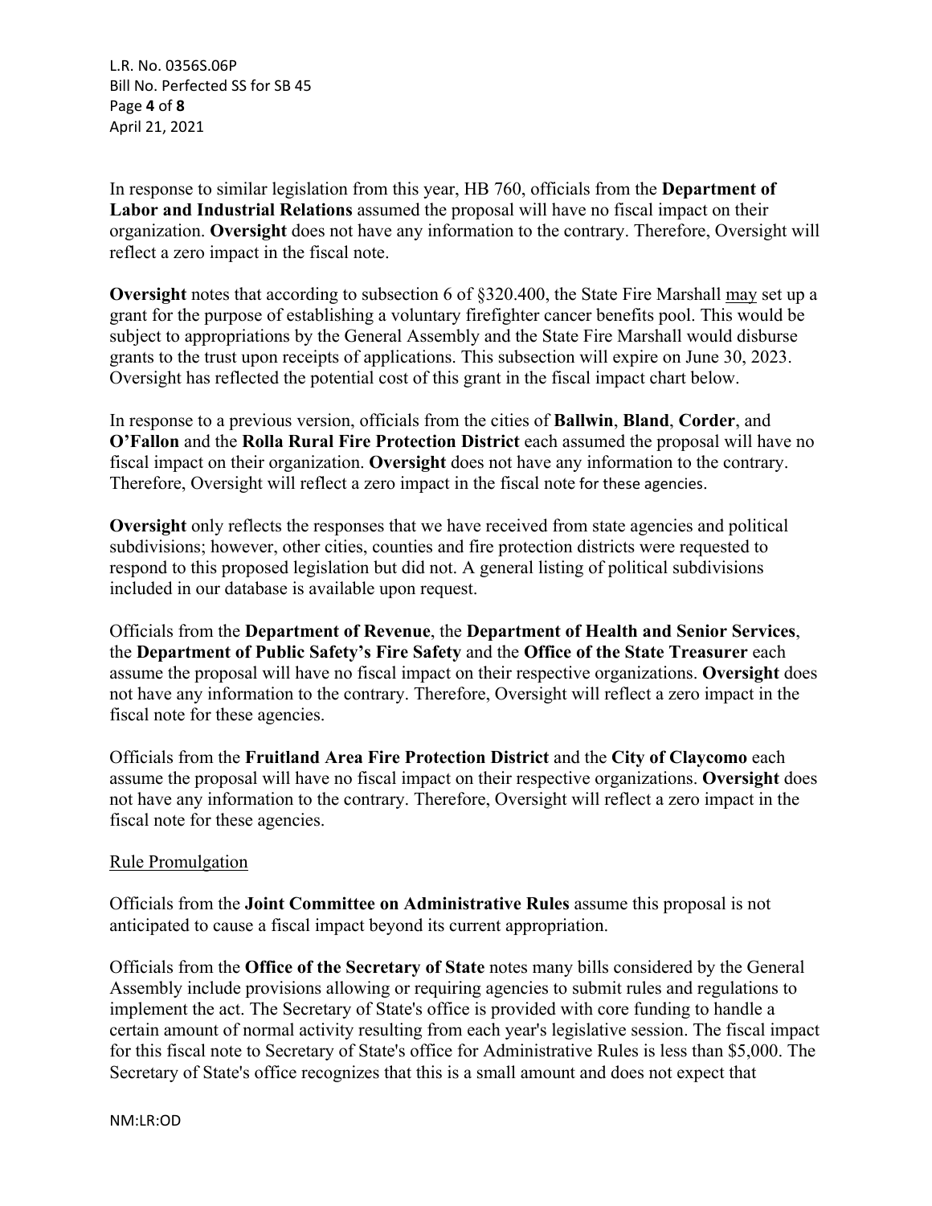In response to similar legislation from this year, HB 760, officials from the **Department of Labor and Industrial Relations** assumed the proposal will have no fiscal impact on their organization. **Oversight** does not have any information to the contrary. Therefore, Oversight will reflect a zero impact in the fiscal note.

**Oversight** notes that according to subsection 6 of §320.400, the State Fire Marshall <u>may</u> set up a grant for the purpose of establishing a voluntary firefighter cancer benefits pool. This would be subject to appropriations by the General Assembly and the State Fire Marshall would disburse grants to the trust upon receipts of applications. This subsection will expire on June 30, 2023. Oversight has reflected the potential cost of this grant in the fiscal impact chart below.

In response to a previous version, officials from the cities of **Ballwin**, **Bland**, **Corder**, and **O'Fallon** and the **Rolla Rural Fire Protection District** each assumed the proposal will have no fiscal impact on their organization. **Oversight** does not have any information to the contrary. Therefore, Oversight will reflect a zero impact in the fiscal note for these agencies.

**Oversight** only reflects the responses that we have received from state agencies and political subdivisions; however, other cities, counties and fire protection districts were requested to respond to this proposed legislation but did not. A general listing of political subdivisions included in our database is available upon request.

Officials from the **Department of Revenue**, the **Department of Health and Senior Services**, the **Department of Public Safety's Fire Safety** and the **Office of the State Treasurer** each assume the proposal will have no fiscal impact on their respective organizations. **Oversight** does not have any information to the contrary. Therefore, Oversight will reflect a zero impact in the fiscal note for these agencies.

Officials from the **Fruitland Area Fire Protection District** and the **City of Claycomo** each assume the proposal will have no fiscal impact on their respective organizations. **Oversight** does not have any information to the contrary. Therefore, Oversight will reflect a zero impact in the fiscal note for these agencies.

<u>Rule Promulgation</u>

Officials from the **Joint Committee on Administrative Rules** assume this proposal is not anticipated to cause a fiscal impact beyond its current appropriation.

Officials from the **Office of the Secretary of State** notes many bills considered by the General Assembly include provisions allowing or requiring agencies to submit rules and regulations to implement the act. The Secretary of State's office is provided with core funding to handle a certain amount of normal activity resulting from each year's legislative session. The fiscal impact for this fiscal note to Secretary of State's office for Administrative Rules is less than $5,000. The Secretary of State's office recognizes that this is a small amount and does not expect that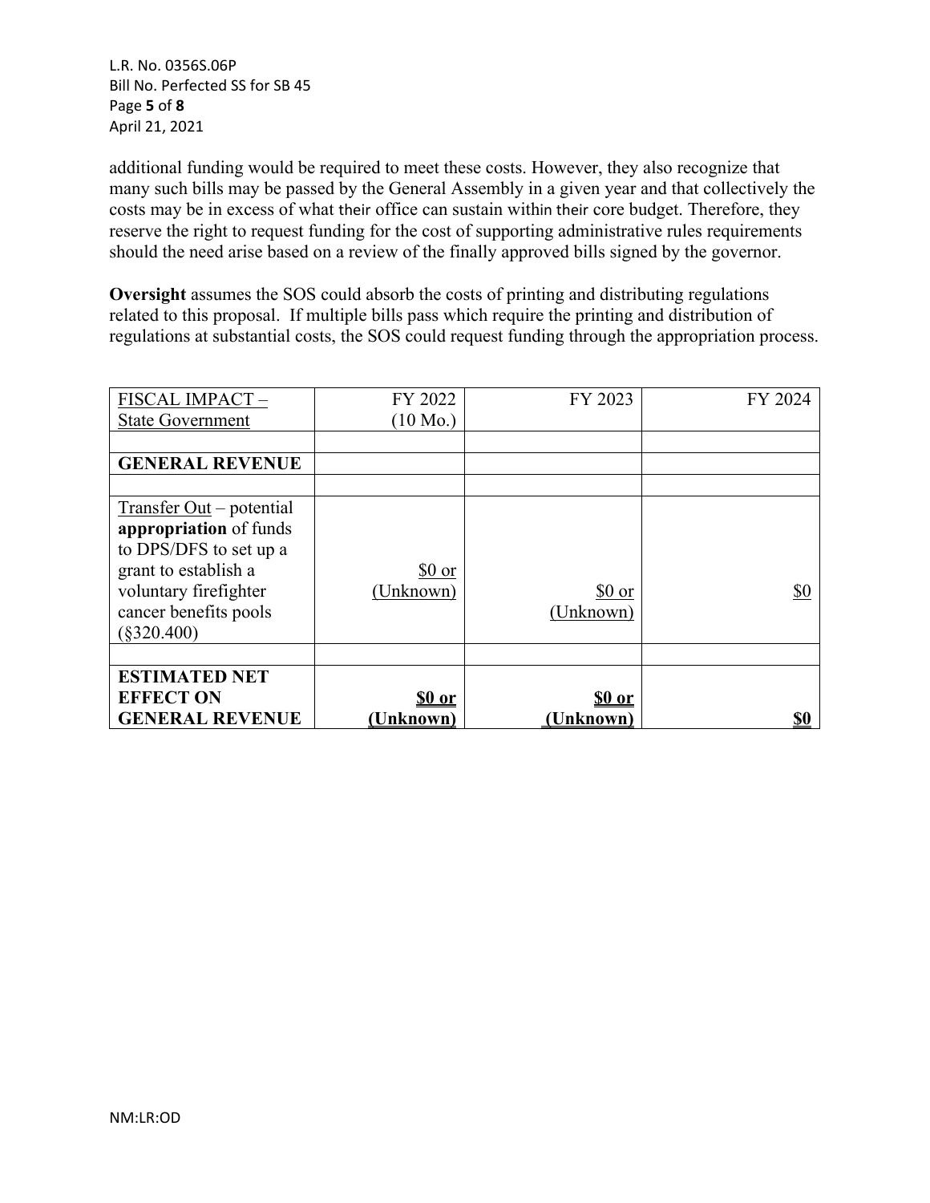additional funding would be required to meet these costs. However, they also recognize that many such bills may be passed by the General Assembly in a given year and that collectively the costs may be in excess of what their office can sustain within their core budget. Therefore, they reserve the right to request funding for the cost of supporting administrative rules requirements should the need arise based on a review of the finally approved bills signed by the governor.

**Oversight** assumes the SOS could absorb the costs of printing and distributing regulations related to this proposal. If multiple bills pass which require the printing and distribution of regulations at substantial costs, the SOS could request funding through the appropriation process.

| FISCAL IMPACT – State Government | FY 2022 (10 Mo.) | FY 2023 | FY 2024 |
|---|---|---|---|
| | | | |
| **GENERAL REVENUE** | | | |
| | | | |
| Transfer Out – potential **appropriation** of funds to DPS/DFS to set up a grant to establish a voluntary firefighter cancer benefits pools (§320.400) | $0 or (Unknown) | $0 or (Unknown) | $0 |
| | | | |
| **ESTIMATED NET EFFECT ON GENERAL REVENUE** | **$0 or (Unknown)** | **$0 or (Unknown)** | **$0** |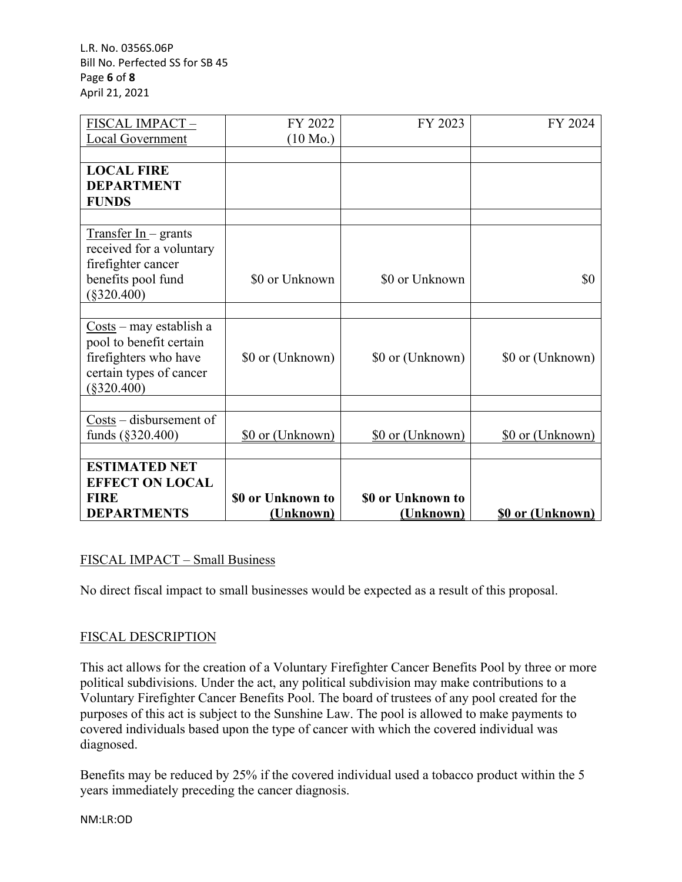| FISCAL IMPACT – Local Government | FY 2022 (10 Mo.) | FY 2023 | FY 2024 |
|---|---|---|---|
| | | | |
| **LOCAL FIRE DEPARTMENT FUNDS** | | | |
| | | | |
| Transfer In – grants received for a voluntary firefighter cancer benefits pool fund (§320.400) | $0 or Unknown | $0 or Unknown | $0 |
| | | | |
| Costs – may establish a pool to benefit certain firefighters who have certain types of cancer (§320.400) | $0 or (Unknown) | $0 or (Unknown) | $0 or (Unknown) |
| | | | |
| Costs – disbursement of funds (§320.400) | $0 or (Unknown) | $0 or (Unknown) | $0 or (Unknown) |
| | | | |
| **ESTIMATED NET EFFECT ON LOCAL FIRE DEPARTMENTS** | **$0 or Unknown to (Unknown)** | **$0 or Unknown to (Unknown)** | **$0 or (Unknown)** |

## FISCAL IMPACT – Small Business

No direct fiscal impact to small businesses would be expected as a result of this proposal.

## FISCAL DESCRIPTION

This act allows for the creation of a Voluntary Firefighter Cancer Benefits Pool by three or more political subdivisions. Under the act, any political subdivision may make contributions to a Voluntary Firefighter Cancer Benefits Pool. The board of trustees of any pool created for the purposes of this act is subject to the Sunshine Law. The pool is allowed to make payments to covered individuals based upon the type of cancer with which the covered individual was diagnosed.

Benefits may be reduced by 25% if the covered individual used a tobacco product within the 5 years immediately preceding the cancer diagnosis.

NM:LR:OD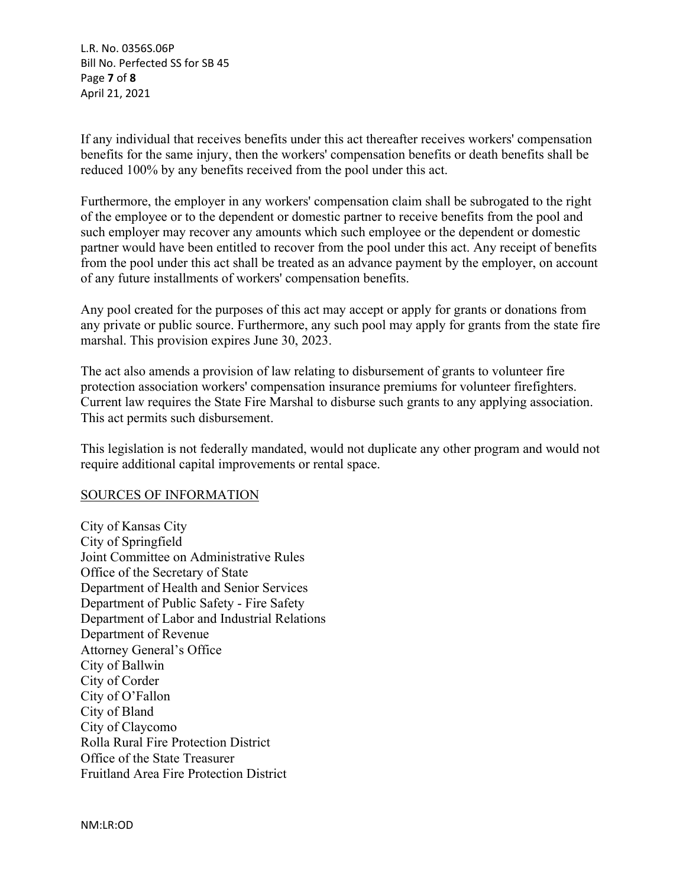If any individual that receives benefits under this act thereafter receives workers' compensation benefits for the same injury, then the workers' compensation benefits or death benefits shall be reduced 100% by any benefits received from the pool under this act.

Furthermore, the employer in any workers' compensation claim shall be subrogated to the right of the employee or to the dependent or domestic partner to receive benefits from the pool and such employer may recover any amounts which such employee or the dependent or domestic partner would have been entitled to recover from the pool under this act. Any receipt of benefits from the pool under this act shall be treated as an advance payment by the employer, on account of any future installments of workers' compensation benefits.

Any pool created for the purposes of this act may accept or apply for grants or donations from any private or public source. Furthermore, any such pool may apply for grants from the state fire marshal. This provision expires June 30, 2023.

The act also amends a provision of law relating to disbursement of grants to volunteer fire protection association workers' compensation insurance premiums for volunteer firefighters. Current law requires the State Fire Marshal to disburse such grants to any applying association. This act permits such disbursement.

This legislation is not federally mandated, would not duplicate any other program and would not require additional capital improvements or rental space.

## SOURCES OF INFORMATION

City of Kansas City
City of Springfield
Joint Committee on Administrative Rules
Office of the Secretary of State
Department of Health and Senior Services
Department of Public Safety - Fire Safety
Department of Labor and Industrial Relations
Department of Revenue
Attorney General's Office
City of Ballwin
City of Corder
City of O'Fallon
City of Bland
City of Claycomo
Rolla Rural Fire Protection District
Office of the State Treasurer
Fruitland Area Fire Protection District

NM:LR:OD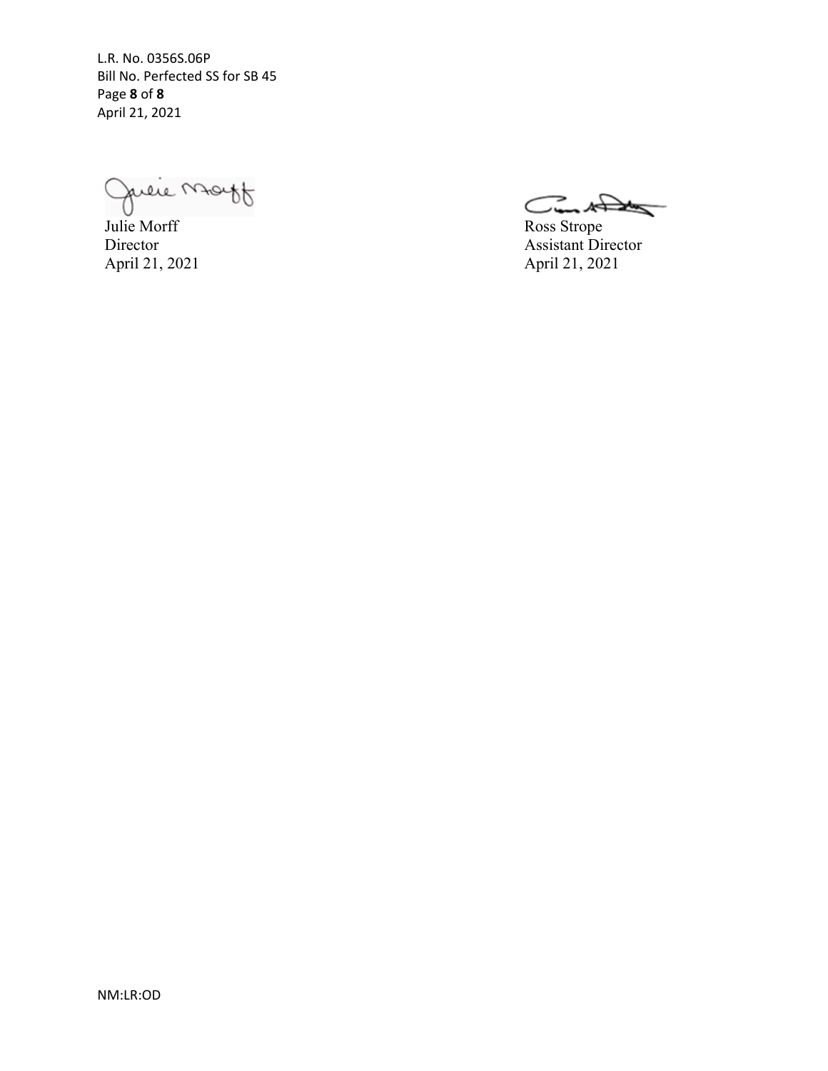Julie Morff
Director
April 21, 2021

Ross Strope
Assistant Director
April 21, 2021

NM:LR:OD